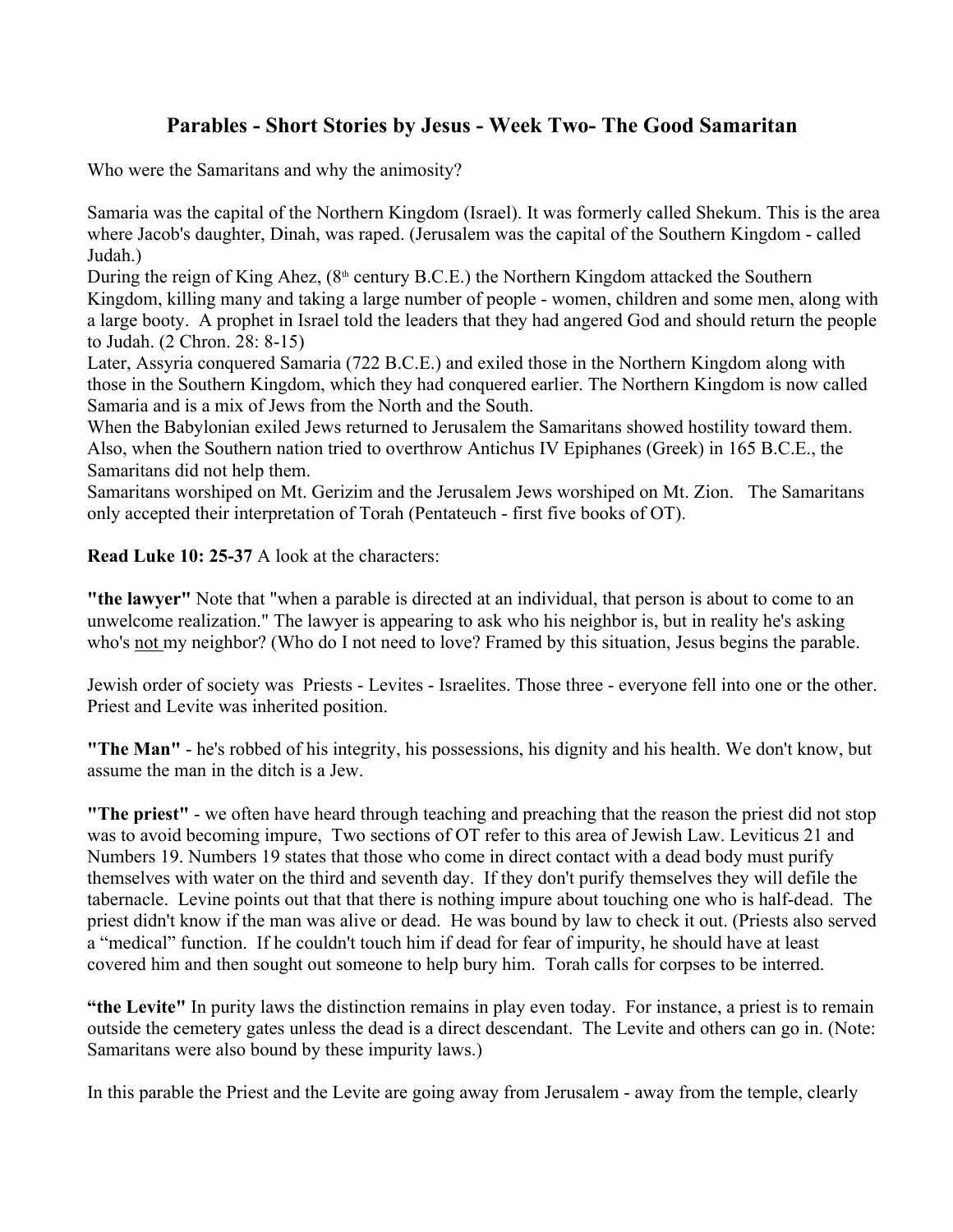## Parables - Short Stories by Jesus - Week Two- The Good Samaritan

Who were the Samaritans and why the animosity?

Samaria was the capital of the Northern Kingdom (Israel). It was formerly called Shekum. This is the area where Jacob's daughter, Dinah, was raped. (Jerusalem was the capital of the Southern Kingdom - called Judah.)

During the reign of King Ahez, (8th century B.C.E.) the Northern Kingdom attacked the Southern Kingdom, killing many and taking a large number of people - women, children and some men, along with a large booty. A prophet in Israel told the leaders that they had angered God and should return the people to Judah. (2 Chron. 28: 8-15)

Later, Assyria conquered Samaria (722 B.C.E.) and exiled those in the Northern Kingdom along with those in the Southern Kingdom, which they had conquered earlier. The Northern Kingdom is now called Samaria and is a mix of Jews from the North and the South.

When the Babylonian exiled Jews returned to Jerusalem the Samaritans showed hostility toward them. Also, when the Southern nation tried to overthrow Antichus IV Epiphanes (Greek) in 165 B.C.E., the Samaritans did not help them.

Samaritans worshiped on Mt. Gerizim and the Jerusalem Jews worshiped on Mt. Zion. The Samaritans only accepted their interpretation of Torah (Pentateuch - first five books of OT).

**Read Luke 10: 25-37** A look at the characters:

**"the lawyer"** Note that "when a parable is directed at an individual, that person is about to come to an unwelcome realization." The lawyer is appearing to ask who his neighbor is, but in reality he's asking who's <u>not</u> my neighbor? (Who do I not need to love? Framed by this situation, Jesus begins the parable.

Jewish order of society was Priests - Levites - Israelites. Those three - everyone fell into one or the other. Priest and Levite was inherited position.

**"The Man"** - he's robbed of his integrity, his possessions, his dignity and his health. We don't know, but assume the man in the ditch is a Jew.

**"The priest"** - we often have heard through teaching and preaching that the reason the priest did not stop was to avoid becoming impure, Two sections of OT refer to this area of Jewish Law. Leviticus 21 and Numbers 19. Numbers 19 states that those who come in direct contact with a dead body must purify themselves with water on the third and seventh day. If they don't purify themselves they will defile the tabernacle. Levine points out that that there is nothing impure about touching one who is half-dead. The priest didn't know if the man was alive or dead. He was bound by law to check it out. (Priests also served a "medical" function. If he couldn't touch him if dead for fear of impurity, he should have at least covered him and then sought out someone to help bury him. Torah calls for corpses to be interred.

**"the Levite"** In purity laws the distinction remains in play even today. For instance, a priest is to remain outside the cemetery gates unless the dead is a direct descendant. The Levite and others can go in. (Note: Samaritans were also bound by these impurity laws.)

In this parable the Priest and the Levite are going away from Jerusalem - away from the temple, clearly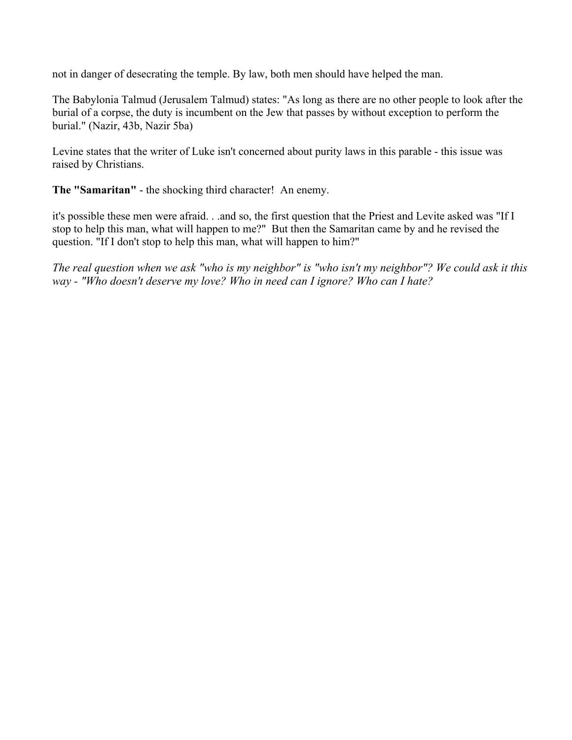not in danger of desecrating the temple. By law, both men should have helped the man.

The Babylonia Talmud (Jerusalem Talmud) states: "As long as there are no other people to look after the burial of a corpse, the duty is incumbent on the Jew that passes by without exception to perform the burial." (Nazir, 43b, Nazir 5ba)

Levine states that the writer of Luke isn't concerned about purity laws in this parable - this issue was raised by Christians.

**The "Samaritan"** - the shocking third character! An enemy.

it's possible these men were afraid. . .and so, the first question that the Priest and Levite asked was "If I stop to help this man, what will happen to me?" But then the Samaritan came by and he revised the question. "If I don't stop to help this man, what will happen to him?"

*The real question when we ask "who is my neighbor" is "who isn't my neighbor"? We could ask it this way - "Who doesn't deserve my love? Who in need can I ignore? Who can I hate?*